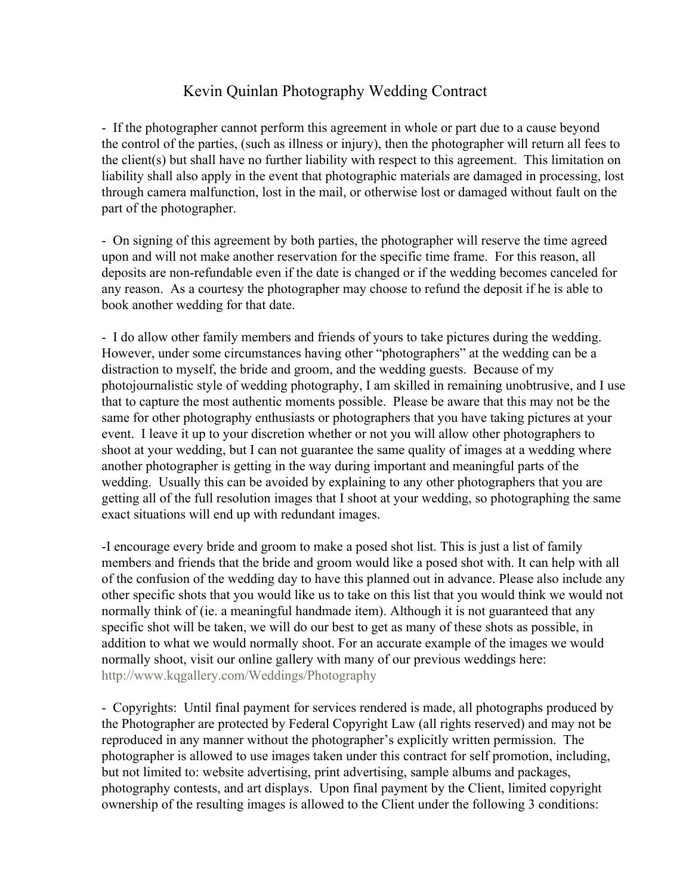# Kevin Quinlan Photography Wedding Contract

- If the photographer cannot perform this agreement in whole or part due to a cause beyond the control of the parties, (such as illness or injury), then the photographer will return all fees to the client(s) but shall have no further liability with respect to this agreement. This limitation on liability shall also apply in the event that photographic materials are damaged in processing, lost through camera malfunction, lost in the mail, or otherwise lost or damaged without fault on the part of the photographer.

- On signing of this agreement by both parties, the photographer will reserve the time agreed upon and will not make another reservation for the specific time frame. For this reason, all deposits are non-refundable even if the date is changed or if the wedding becomes canceled for any reason. As a courtesy the photographer may choose to refund the deposit if he is able to book another wedding for that date.

- I do allow other family members and friends of yours to take pictures during the wedding. However, under some circumstances having other "photographers" at the wedding can be a distraction to myself, the bride and groom, and the wedding guests. Because of my photojournalistic style of wedding photography, I am skilled in remaining unobtrusive, and I use that to capture the most authentic moments possible. Please be aware that this may not be the same for other photography enthusiasts or photographers that you have taking pictures at your event. I leave it up to your discretion whether or not you will allow other photographers to shoot at your wedding, but I can not guarantee the same quality of images at a wedding where another photographer is getting in the way during important and meaningful parts of the wedding. Usually this can be avoided by explaining to any other photographers that you are getting all of the full resolution images that I shoot at your wedding, so photographing the same exact situations will end up with redundant images.

-I encourage every bride and groom to make a posed shot list. This is just a list of family members and friends that the bride and groom would like a posed shot with. It can help with all of the confusion of the wedding day to have this planned out in advance. Please also include any other specific shots that you would like us to take on this list that you would think we would not normally think of (ie. a meaningful handmade item). Although it is not guaranteed that any specific shot will be taken, we will do our best to get as many of these shots as possible, in addition to what we would normally shoot. For an accurate example of the images we would normally shoot, visit our online gallery with many of our previous weddings here: http://www.kqgallery.com/Weddings/Photography

- Copyrights: Until final payment for services rendered is made, all photographs produced by the Photographer are protected by Federal Copyright Law (all rights reserved) and may not be reproduced in any manner without the photographer's explicitly written permission. The photographer is allowed to use images taken under this contract for self promotion, including, but not limited to: website advertising, print advertising, sample albums and packages, photography contests, and art displays. Upon final payment by the Client, limited copyright ownership of the resulting images is allowed to the Client under the following 3 conditions: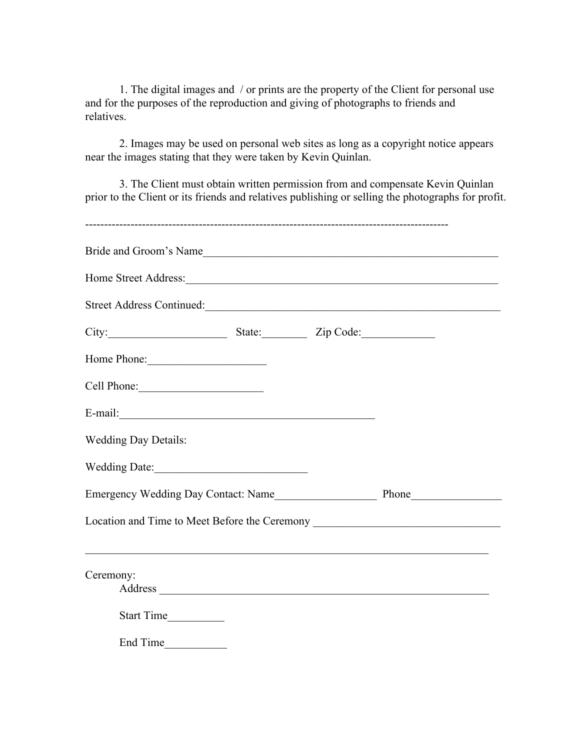1. The digital images and / or prints are the property of the Client for personal use and for the purposes of the reproduction and giving of photographs to friends and relatives.

2. Images may be used on personal web sites as long as a copyright notice appears near the images stating that they were taken by Kevin Quinlan.

3. The Client must obtain written permission from and compensate Kevin Quinlan prior to the Client or its friends and relatives publishing or selling the photographs for profit.

-----------------------------------------------------------------------------------------------

Bride and Groom's Name_______________________________________________________

Home Street Address:__________________________________________________________

Street Address Continued:______________________________________________________

City:_____________________ State:________ Zip Code:_____________

Home Phone:____________________

Cell Phone:______________________

E-mail:_____________________________________________

Wedding Day Details:

Wedding Date:___________________________

Emergency Wedding Day Contact: Name__________________ Phone________________

Location and Time to Meet Before the Ceremony _________________________________

__________________________________________________________________________

Ceremony:

Address ___________________________________________________________

Start Time__________

End Time___________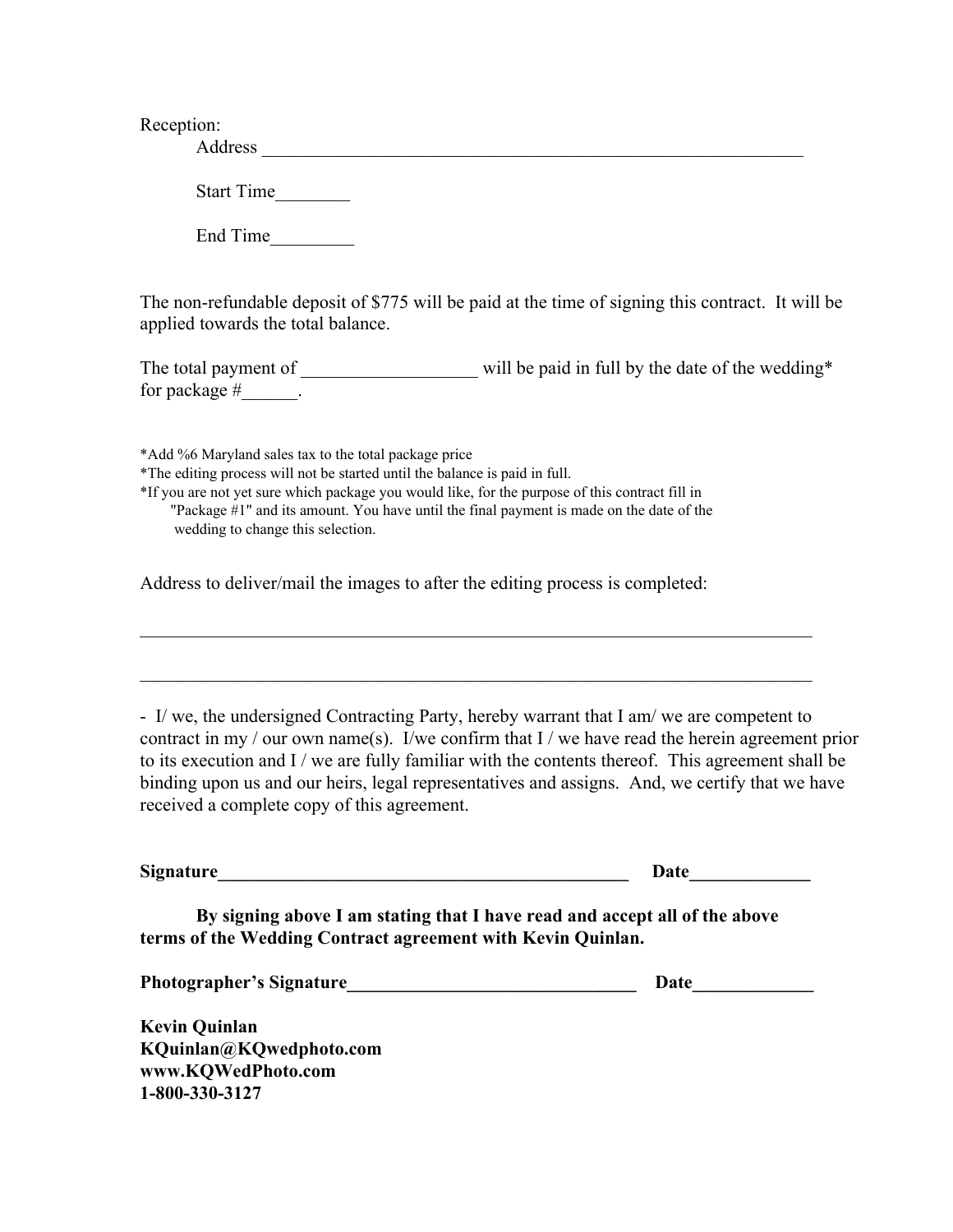Reception:

Address ____________________________________________________________

Start Time________

End Time_________

The non-refundable deposit of $775 will be paid at the time of signing this contract. It will be applied towards the total balance.

The total payment of __________________ will be paid in full by the date of the wedding* for package #______.

*Add %6 Maryland sales tax to the total package price
*The editing process will not be started until the balance is paid in full.
*If you are not yet sure which package you would like, for the purpose of this contract fill in "Package #1" and its amount. You have until the final payment is made on the date of the wedding to change this selection.

Address to deliver/mail the images to after the editing process is completed:

___________________________________________________________________________

___________________________________________________________________________

- I/ we, the undersigned Contracting Party, hereby warrant that I am/ we are competent to contract in my / our own name(s). I/we confirm that I / we have read the herein agreement prior to its execution and I / we are fully familiar with the contents thereof. This agreement shall be binding upon us and our heirs, legal representatives and assigns. And, we certify that we have received a complete copy of this agreement.

**Signature_____________________________________________ Date_____________**

**By signing above I am stating that I have read and accept all of the above terms of the Wedding Contract agreement with Kevin Quinlan.**

**Photographer's Signature________________________________ Date_____________**

**Kevin Quinlan**
**KQuinlan@KQwedphoto.com**
**www.KQWedPhoto.com**
**1-800-330-3127**